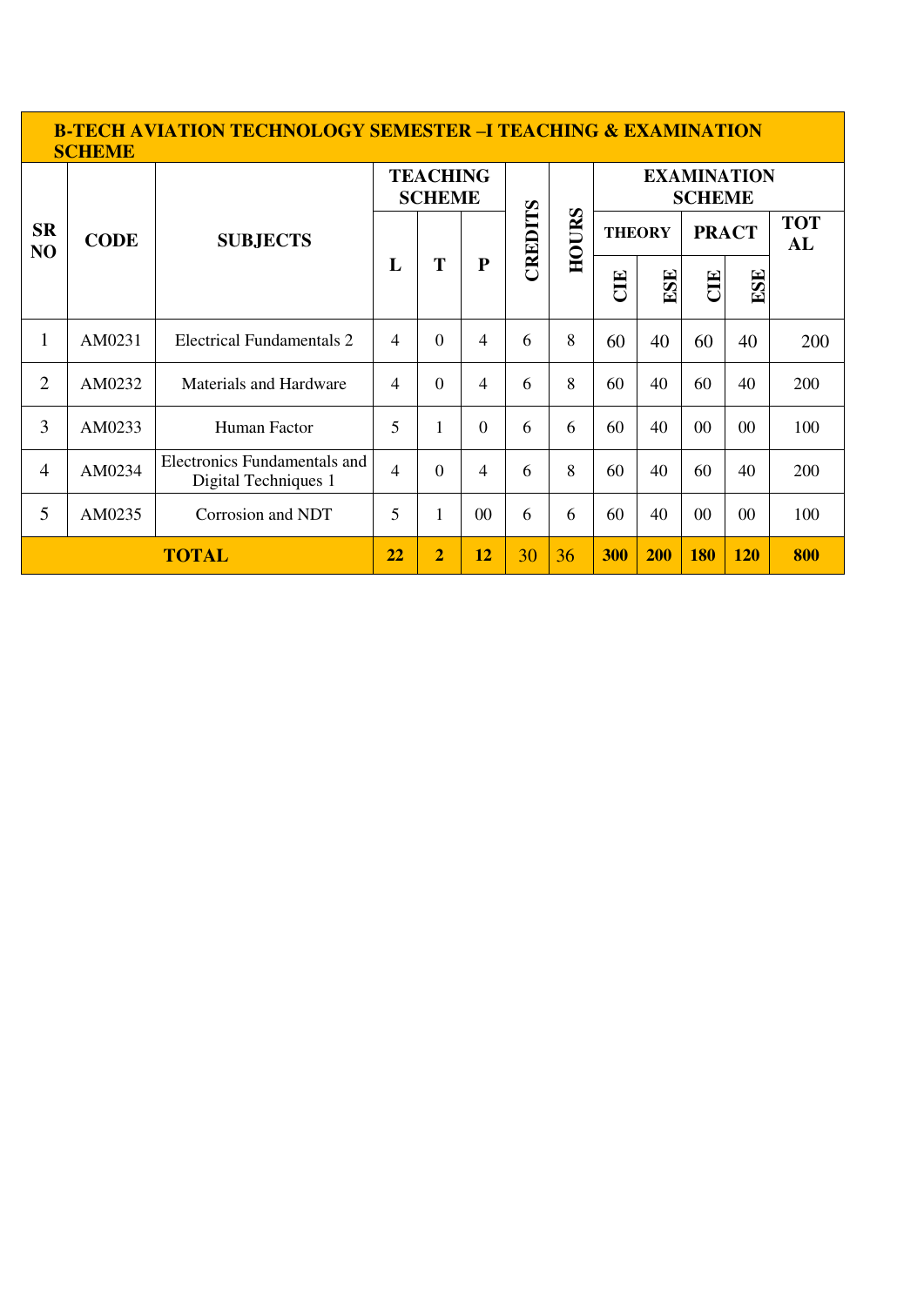## B-TECH AVIATION TECHNOLOGY SEMESTER –I TEACHING & EXAMINATION SCHEME

| SR NO | CODE | SUBJECTS | TEACHING SCHEME | | | CREDITS | HOURS | EXAMINATION SCHEME | | | | |
|---|---|---|---|---|---|---|---|---|---|---|---|---|
| | | | | | | | | THEORY | | PRACT | | TOTAL |
| | | | L | T | P | | | CIE | ESE | CIE | ESE | |
| 1 | AM0231 | Electrical Fundamentals 2 | 4 | 0 | 4 | 6 | 8 | 60 | 40 | 60 | 40 | 200 |
| 2 | AM0232 | Materials and Hardware | 4 | 0 | 4 | 6 | 8 | 60 | 40 | 60 | 40 | 200 |
| 3 | AM0233 | Human Factor | 5 | 1 | 0 | 6 | 6 | 60 | 40 | 00 | 00 | 100 |
| 4 | AM0234 | Electronics Fundamentals and Digital Techniques 1 | 4 | 0 | 4 | 6 | 8 | 60 | 40 | 60 | 40 | 200 |
| 5 | AM0235 | Corrosion and NDT | 5 | 1 | 00 | 6 | 6 | 60 | 40 | 00 | 00 | 100 |
| **TOTAL** | | | **22** | **2** | **12** | 30 | 36 | **300** | **200** | **180** | **120** | **800** |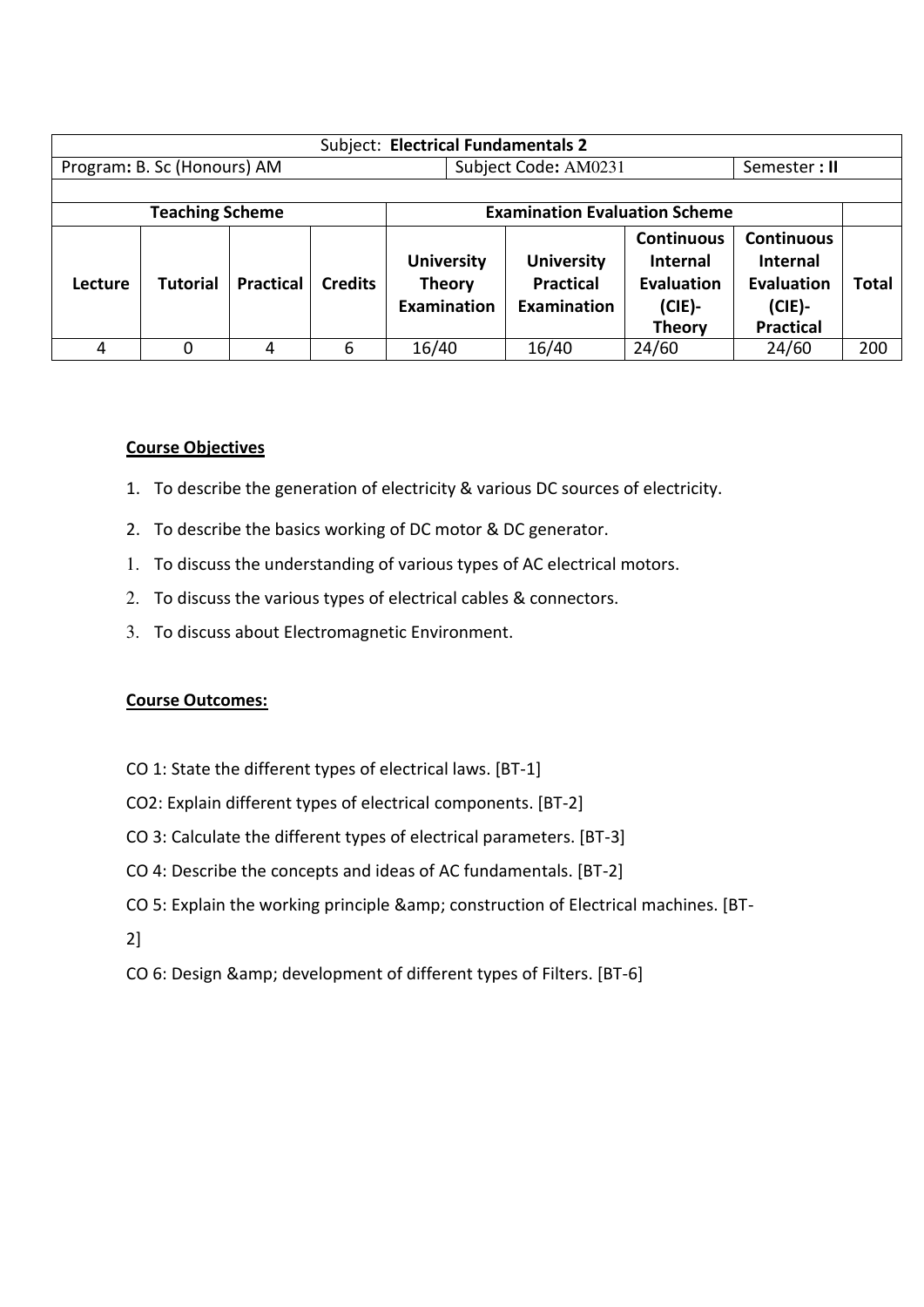| Subject: **Electrical Fundamentals 2** | | | | | | | | |
|---|---|---|---|---|---|---|---|---|
| Program**:** B. Sc (Honours) AM | | | | | Subject Code**:** AM0231 | | Semester **: II** | |
| | | | | | | | | |
| **Teaching Scheme** | | | | **Examination Evaluation Scheme** | | | | |
| **Lecture** | **Tutorial** | **Practical** | **Credits** | **University Theory Examination** | **University Practical Examination** | **Continuous Internal Evaluation (CIE)- Theory** | **Continuous Internal Evaluation (CIE)- Practical** | **Total** |
| 4 | 0 | 4 | 6 | 16/40 | 16/40 | 24/60 | 24/60 | 200 |

**Course Objectives**

1. To describe the generation of electricity & various DC sources of electricity.
2. To describe the basics working of DC motor & DC generator.
1. To discuss the understanding of various types of AC electrical motors.
2. To discuss the various types of electrical cables & connectors.
3. To discuss about Electromagnetic Environment.

**Course Outcomes:**

CO 1: State the different types of electrical laws. [BT-1]

CO2: Explain different types of electrical components. [BT-2]

CO 3: Calculate the different types of electrical parameters. [BT-3]

CO 4: Describe the concepts and ideas of AC fundamentals. [BT-2]

CO 5: Explain the working principle &amp; construction of Electrical machines. [BT-2]

CO 6: Design &amp; development of different types of Filters. [BT-6]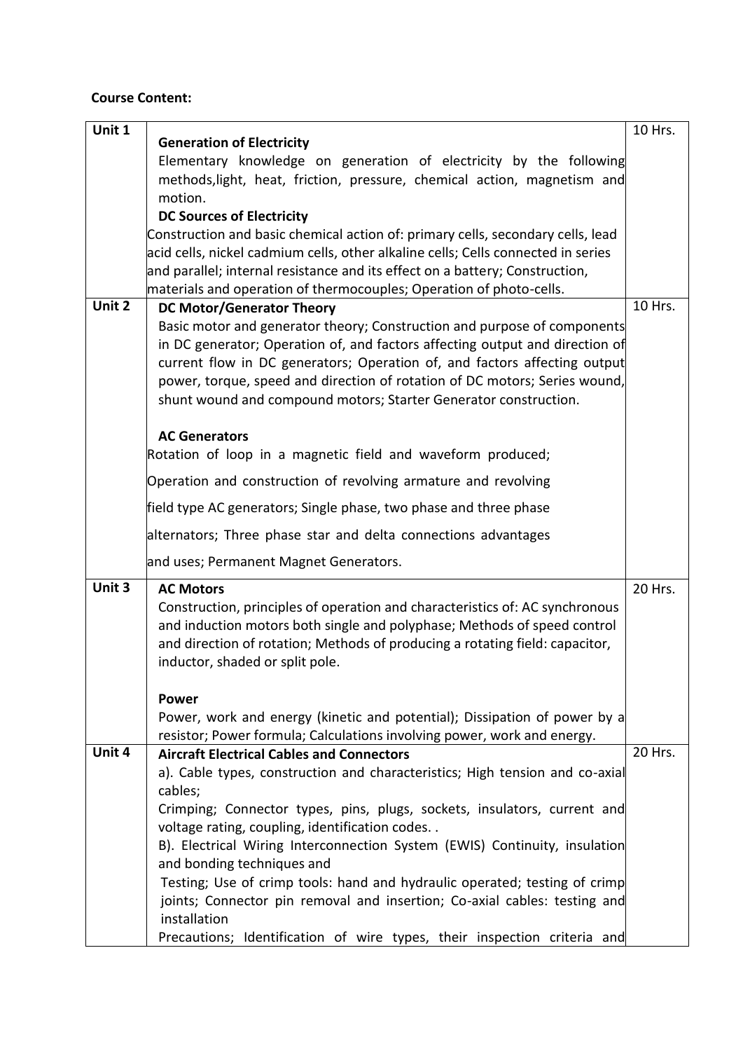**Course Content:**

| | | |
|---|---|---|
| Unit 1 | **Generation of Electricity**<br>Elementary knowledge on generation of electricity by the following methods,light, heat, friction, pressure, chemical action, magnetism and motion.<br>**DC Sources of Electricity**<br>Construction and basic chemical action of: primary cells, secondary cells, lead acid cells, nickel cadmium cells, other alkaline cells; Cells connected in series and parallel; internal resistance and its effect on a battery; Construction, materials and operation of thermocouples; Operation of photo-cells. | 10 Hrs. |
| Unit 2 | **DC Motor/Generator Theory**<br>Basic motor and generator theory; Construction and purpose of components in DC generator; Operation of, and factors affecting output and direction of current flow in DC generators; Operation of, and factors affecting output power, torque, speed and direction of rotation of DC motors; Series wound, shunt wound and compound motors; Starter Generator construction.<br><br>**AC Generators**<br>Rotation of loop in a magnetic field and waveform produced;<br>Operation and construction of revolving armature and revolving<br>field type AC generators; Single phase, two phase and three phase<br>alternators; Three phase star and delta connections advantages<br>and uses; Permanent Magnet Generators. | 10 Hrs. |
| Unit 3 | **AC Motors**<br>Construction, principles of operation and characteristics of: AC synchronous and induction motors both single and polyphase; Methods of speed control and direction of rotation; Methods of producing a rotating field: capacitor, inductor, shaded or split pole.<br><br>**Power**<br>Power, work and energy (kinetic and potential); Dissipation of power by a resistor; Power formula; Calculations involving power, work and energy. | 20 Hrs. |
| Unit 4 | **Aircraft Electrical Cables and Connectors**<br>a). Cable types, construction and characteristics; High tension and co-axial cables;<br>Crimping; Connector types, pins, plugs, sockets, insulators, current and voltage rating, coupling, identification codes. .<br>B). Electrical Wiring Interconnection System (EWIS) Continuity, insulation and bonding techniques and<br>Testing; Use of crimp tools: hand and hydraulic operated; testing of crimp joints; Connector pin removal and insertion; Co-axial cables: testing and installation<br>Precautions; Identification of wire types, their inspection criteria and | 20 Hrs. |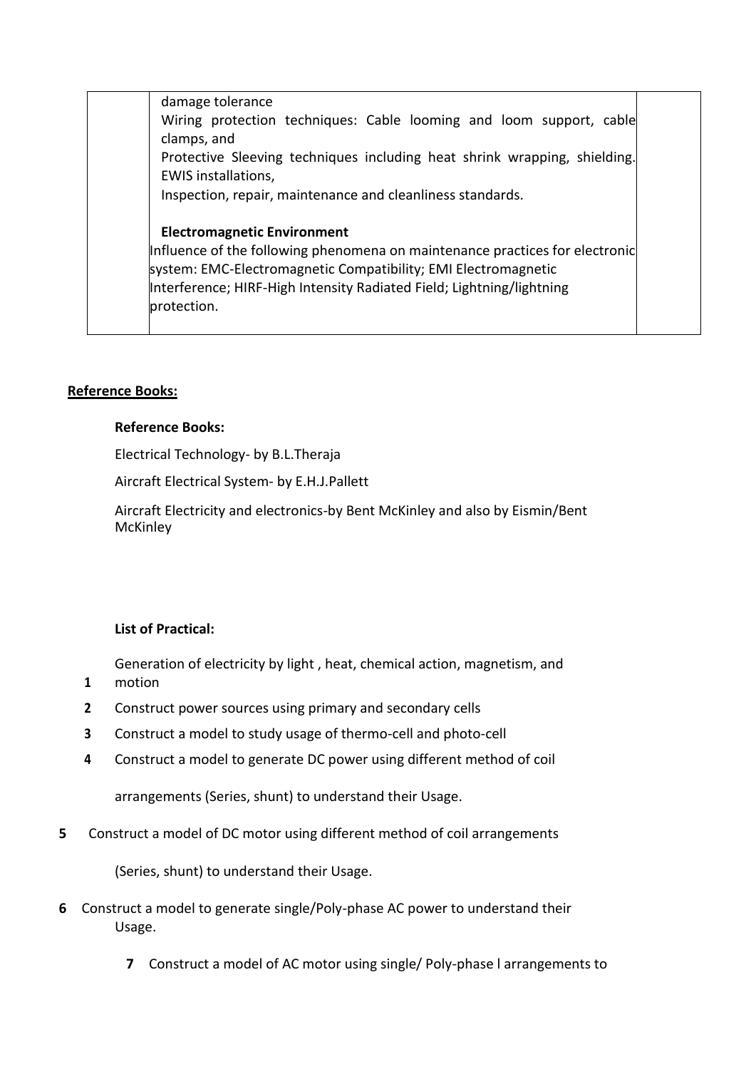| | | |
|---|---|---|
| | damage tolerance<br>Wiring protection techniques: Cable looming and loom support, cable clamps, and<br>Protective Sleeving techniques including heat shrink wrapping, shielding. EWIS installations,<br>Inspection, repair, maintenance and cleanliness standards.<br><br>**Electromagnetic Environment**<br>Influence of the following phenomena on maintenance practices for electronic system: EMC-Electromagnetic Compatibility; EMI Electromagnetic Interference; HIRF-High Intensity Radiated Field; Lightning/lightning protection. | |

**Reference Books:**

**Reference Books:**

Electrical Technology- by B.L.Theraja

Aircraft Electrical System- by E.H.J.Pallett

Aircraft Electricity and electronics-by Bent McKinley and also by Eismin/Bent McKinley

**List of Practical:**

1. Generation of electricity by light , heat, chemical action, magnetism, and motion
2. Construct power sources using primary and secondary cells
3. Construct a model to study usage of thermo-cell and photo-cell
4. Construct a model to generate DC power using different method of coil arrangements (Series, shunt) to understand their Usage.
5. Construct a model of DC motor using different method of coil arrangements (Series, shunt) to understand their Usage.
6. Construct a model to generate single/Poly-phase AC power to understand their Usage.
7. Construct a model of AC motor using single/ Poly-phase l arrangements to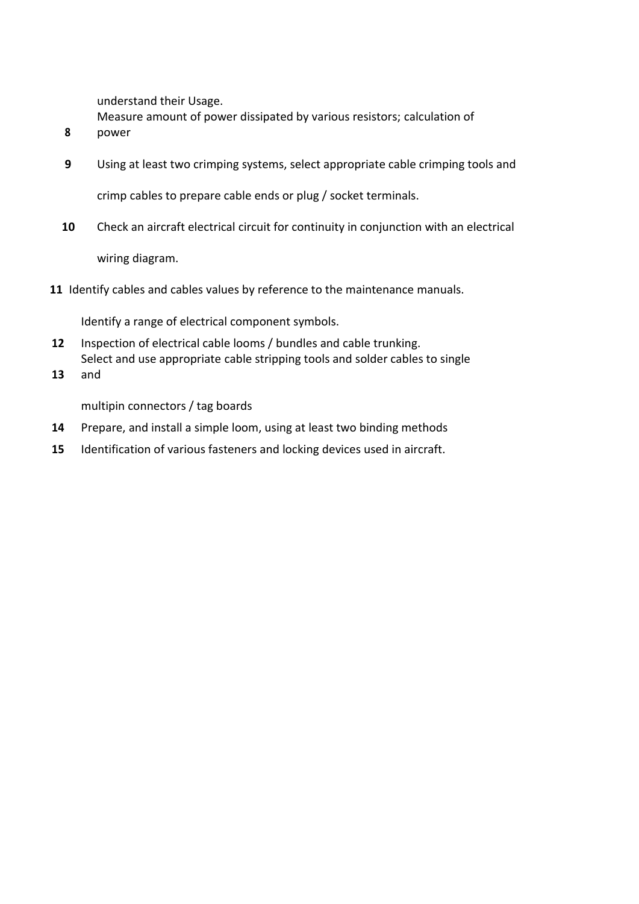understand their Usage.

8 Measure amount of power dissipated by various resistors; calculation of power

9 Using at least two crimping systems, select appropriate cable crimping tools and crimp cables to prepare cable ends or plug / socket terminals.

10 Check an aircraft electrical circuit for continuity in conjunction with an electrical wiring diagram.

11 Identify cables and cables values by reference to the maintenance manuals.

Identify a range of electrical component symbols.

12 Inspection of electrical cable looms / bundles and cable trunking.

13 Select and use appropriate cable stripping tools and solder cables to single and multipin connectors / tag boards

14 Prepare, and install a simple loom, using at least two binding methods

15 Identification of various fasteners and locking devices used in aircraft.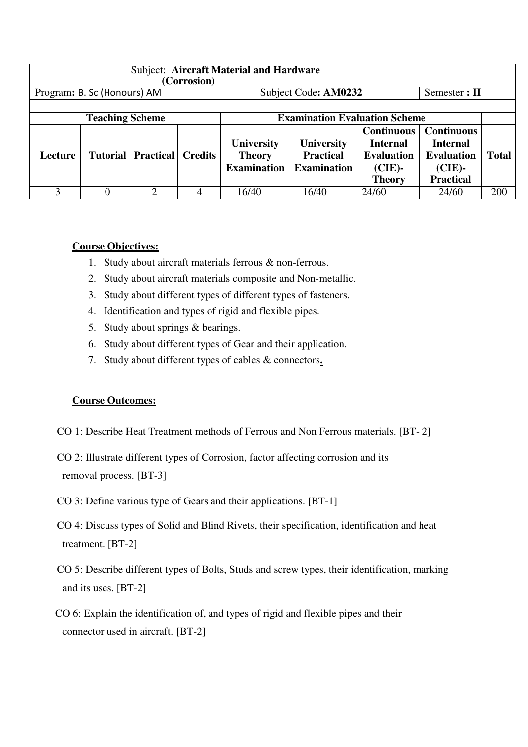| Subject: **Aircraft Material and Hardware (Corrosion)** | | | | | | | | |
|---|---|---|---|---|---|---|---|---|
| Program**:** B. Sc (Honours) AM | | | | | Subject Code**: AM0232** | | Semester **: II** | |
| | | | | | | | | |
| **Teaching Scheme** | | | | **Examination Evaluation Scheme** | | | | |
| **Lecture** | **Tutorial** | **Practical** | **Credits** | **University Theory Examination** | **University Practical Examination** | **Continuous Internal Evaluation (CIE)- Theory** | **Continuous Internal Evaluation (CIE)- Practical** | **Total** |
| 3 | 0 | 2 | 4 | 16/40 | 16/40 | 24/60 | 24/60 | 200 |

**Course Objectives:**

1. Study about aircraft materials ferrous & non-ferrous.
2. Study about aircraft materials composite and Non-metallic.
3. Study about different types of different types of fasteners.
4. Identification and types of rigid and flexible pipes.
5. Study about springs & bearings.
6. Study about different types of Gear and their application.
7. Study about different types of cables & connectors**.**

**Course Outcomes:**

CO 1: Describe Heat Treatment methods of Ferrous and Non Ferrous materials. [BT- 2]

CO 2: Illustrate different types of Corrosion, factor affecting corrosion and its removal process. [BT-3]

CO 3: Define various type of Gears and their applications. [BT-1]

CO 4: Discuss types of Solid and Blind Rivets, their specification, identification and heat treatment. [BT-2]

CO 5: Describe different types of Bolts, Studs and screw types, their identification, marking and its uses. [BT-2]

CO 6: Explain the identification of, and types of rigid and flexible pipes and their connector used in aircraft. [BT-2]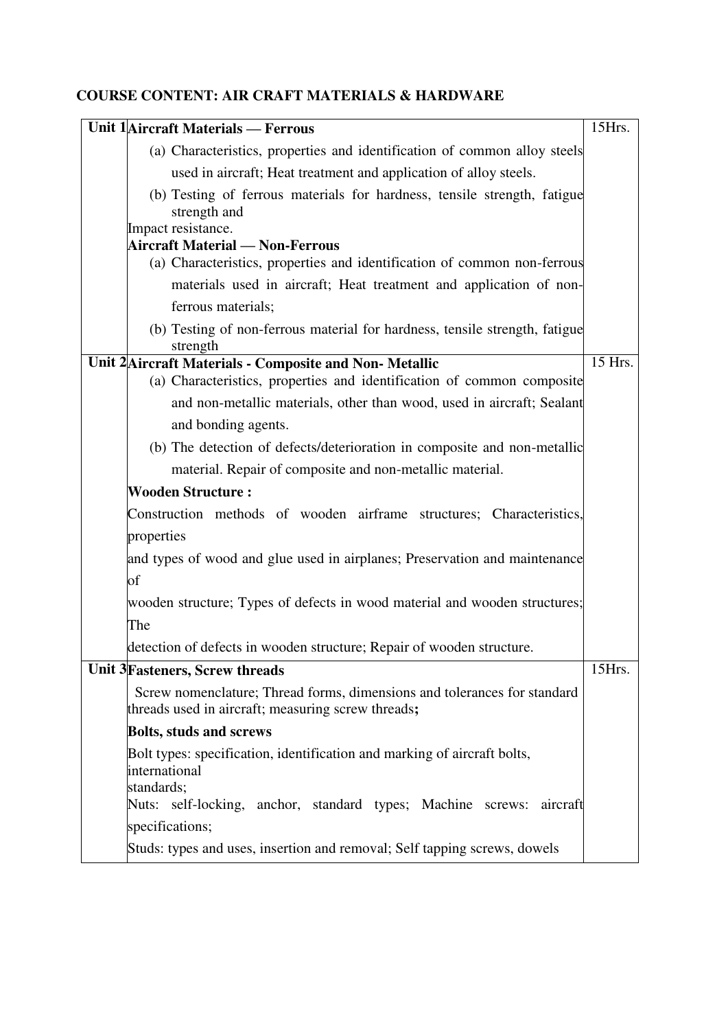**COURSE CONTENT: AIR CRAFT MATERIALS & HARDWARE**

| | | |
|---|---|---|
| Unit 1 | **Aircraft Materials — Ferrous**<br>(a) Characteristics, properties and identification of common alloy steels used in aircraft; Heat treatment and application of alloy steels.<br>(b) Testing of ferrous materials for hardness, tensile strength, fatigue strength and Impact resistance.<br>**Aircraft Material — Non-Ferrous**<br>(a) Characteristics, properties and identification of common non-ferrous materials used in aircraft; Heat treatment and application of non-ferrous materials;<br>(b) Testing of non-ferrous material for hardness, tensile strength, fatigue strength | 15Hrs. |
| Unit 2 | **Aircraft Materials - Composite and Non- Metallic**<br>(a) Characteristics, properties and identification of common composite and non-metallic materials, other than wood, used in aircraft; Sealant and bonding agents.<br>(b) The detection of defects/deterioration in composite and non-metallic material. Repair of composite and non-metallic material.<br>**Wooden Structure :**<br>Construction methods of wooden airframe structures; Characteristics, properties and types of wood and glue used in airplanes; Preservation and maintenance of wooden structure; Types of defects in wood material and wooden structures; The detection of defects in wooden structure; Repair of wooden structure. | 15 Hrs. |
| Unit 3 | **Fasteners, Screw threads**<br>Screw nomenclature; Thread forms, dimensions and tolerances for standard threads used in aircraft; measuring screw threads**;**<br>**Bolts, studs and screws**<br>Bolt types: specification, identification and marking of aircraft bolts, international standards;<br>Nuts: self-locking, anchor, standard types; Machine screws: aircraft specifications;<br>Studs: types and uses, insertion and removal; Self tapping screws, dowels | 15Hrs. |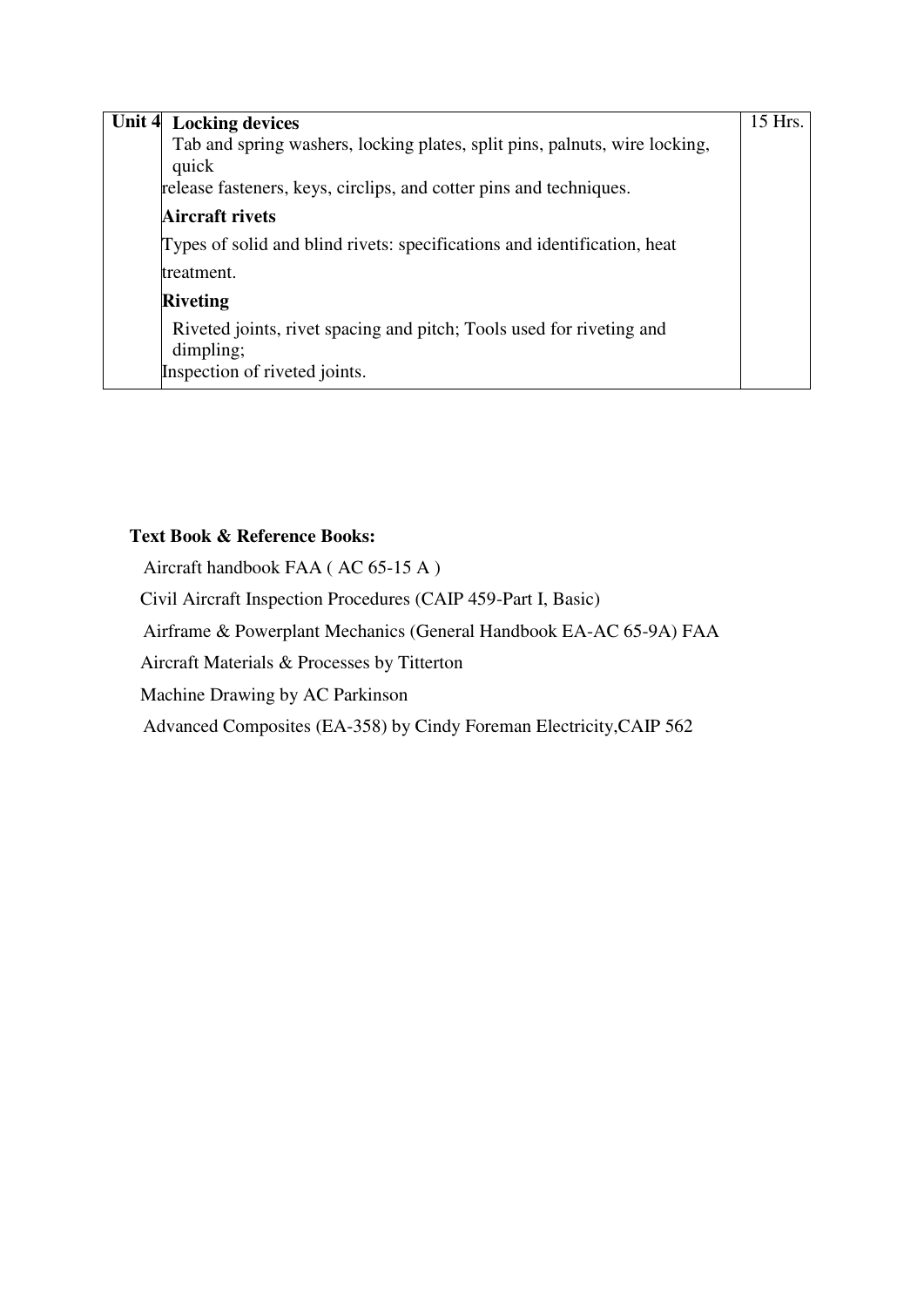| | | |
|---|---|---|
| **Unit 4** | **Locking devices**<br>Tab and spring washers, locking plates, split pins, palnuts, wire locking, quick<br>release fasteners, keys, circlips, and cotter pins and techniques.<br>**Aircraft rivets**<br>Types of solid and blind rivets: specifications and identification, heat<br>treatment.<br>**Riveting**<br>Riveted joints, rivet spacing and pitch; Tools used for riveting and dimpling;<br>Inspection of riveted joints. | 15 Hrs. |

**Text Book & Reference Books:**

Aircraft handbook FAA ( AC 65-15 A )

Civil Aircraft Inspection Procedures (CAIP 459-Part I, Basic)

Airframe & Powerplant Mechanics (General Handbook EA-AC 65-9A) FAA

Aircraft Materials & Processes by Titterton

Machine Drawing by AC Parkinson

Advanced Composites (EA-358) by Cindy Foreman Electricity,CAIP 562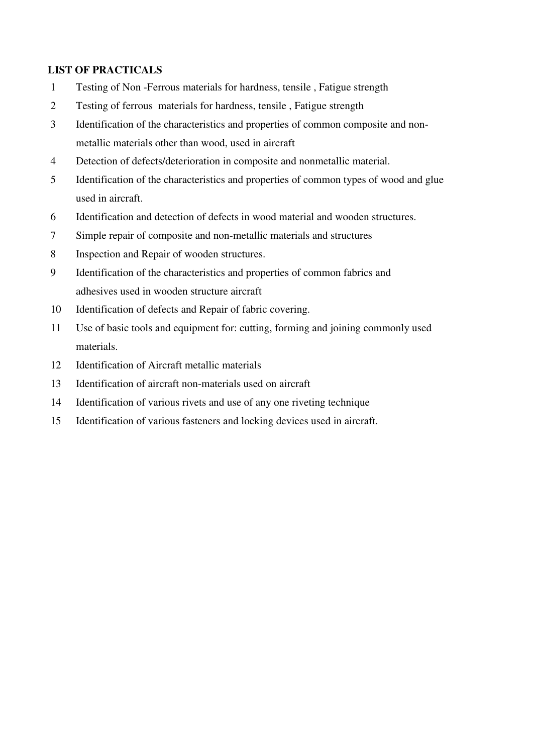**LIST OF PRACTICALS**

1. Testing of Non -Ferrous materials for hardness, tensile , Fatigue strength
2. Testing of ferrous materials for hardness, tensile , Fatigue strength
3. Identification of the characteristics and properties of common composite and non-metallic materials other than wood, used in aircraft
4. Detection of defects/deterioration in composite and nonmetallic material.
5. Identification of the characteristics and properties of common types of wood and glue used in aircraft.
6. Identification and detection of defects in wood material and wooden structures.
7. Simple repair of composite and non-metallic materials and structures
8. Inspection and Repair of wooden structures.
9. Identification of the characteristics and properties of common fabrics and adhesives used in wooden structure aircraft
10. Identification of defects and Repair of fabric covering.
11. Use of basic tools and equipment for: cutting, forming and joining commonly used materials.
12. Identification of Aircraft metallic materials
13. Identification of aircraft non-materials used on aircraft
14. Identification of various rivets and use of any one riveting technique
15. Identification of various fasteners and locking devices used in aircraft.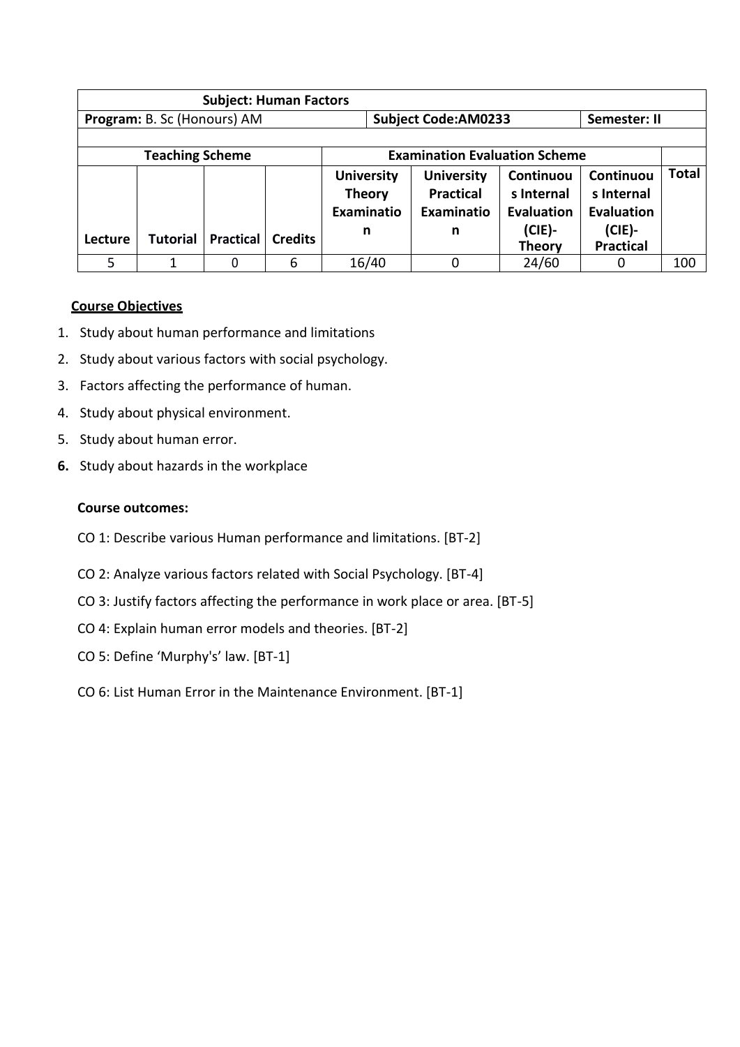| Subject: Human Factors | | | | | | | | |
|---|---|---|---|---|---|---|---|---|
| **Program:** B. Sc (Honours) AM | | | | **Subject Code:AM0233** | | | **Semester: II** | |
| | | | | | | | | |
| **Teaching Scheme** | | | | **Examination Evaluation Scheme** | | | | |
| **Lecture** | **Tutorial** | **Practical** | **Credits** | **University Theory Examination** | **University Practical Examination** | **Continuous Internal Evaluation (CIE)- Theory** | **Continuous Internal Evaluation (CIE)- Practical** | **Total** |
| 5 | 1 | 0 | 6 | 16/40 | 0 | 24/60 | 0 | 100 |

**Course Objectives**

1. Study about human performance and limitations
2. Study about various factors with social psychology.
3. Factors affecting the performance of human.
4. Study about physical environment.
5. Study about human error.
6. Study about hazards in the workplace

**Course outcomes:**

CO 1: Describe various Human performance and limitations. [BT-2]

CO 2: Analyze various factors related with Social Psychology. [BT-4]

CO 3: Justify factors affecting the performance in work place or area. [BT-5]

CO 4: Explain human error models and theories. [BT-2]

CO 5: Define 'Murphy's' law. [BT-1]

CO 6: List Human Error in the Maintenance Environment. [BT-1]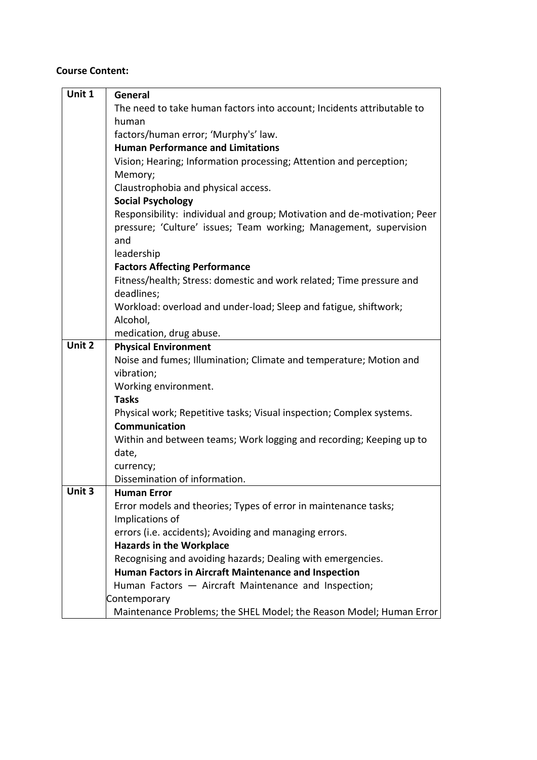**Course Content:**

| | |
|---|---|
| Unit 1 | **General**<br>The need to take human factors into account; Incidents attributable to human factors/human error; 'Murphy's' law.<br>**Human Performance and Limitations**<br>Vision; Hearing; Information processing; Attention and perception; Memory;<br>Claustrophobia and physical access.<br>**Social Psychology**<br>Responsibility: individual and group; Motivation and de-motivation; Peer pressure; 'Culture' issues; Team working; Management, supervision and leadership<br>**Factors Affecting Performance**<br>Fitness/health; Stress: domestic and work related; Time pressure and deadlines;<br>Workload: overload and under-load; Sleep and fatigue, shiftwork; Alcohol, medication, drug abuse. |
| Unit 2 | **Physical Environment**<br>Noise and fumes; Illumination; Climate and temperature; Motion and vibration;<br>Working environment.<br>**Tasks**<br>Physical work; Repetitive tasks; Visual inspection; Complex systems.<br>**Communication**<br>Within and between teams; Work logging and recording; Keeping up to date, currency;<br>Dissemination of information. |
| Unit 3 | **Human Error**<br>Error models and theories; Types of error in maintenance tasks; Implications of errors (i.e. accidents); Avoiding and managing errors.<br>**Hazards in the Workplace**<br>Recognising and avoiding hazards; Dealing with emergencies.<br>**Human Factors in Aircraft Maintenance and Inspection**<br>Human Factors — Aircraft Maintenance and Inspection; Contemporary Maintenance Problems; the SHEL Model; the Reason Model; Human Error |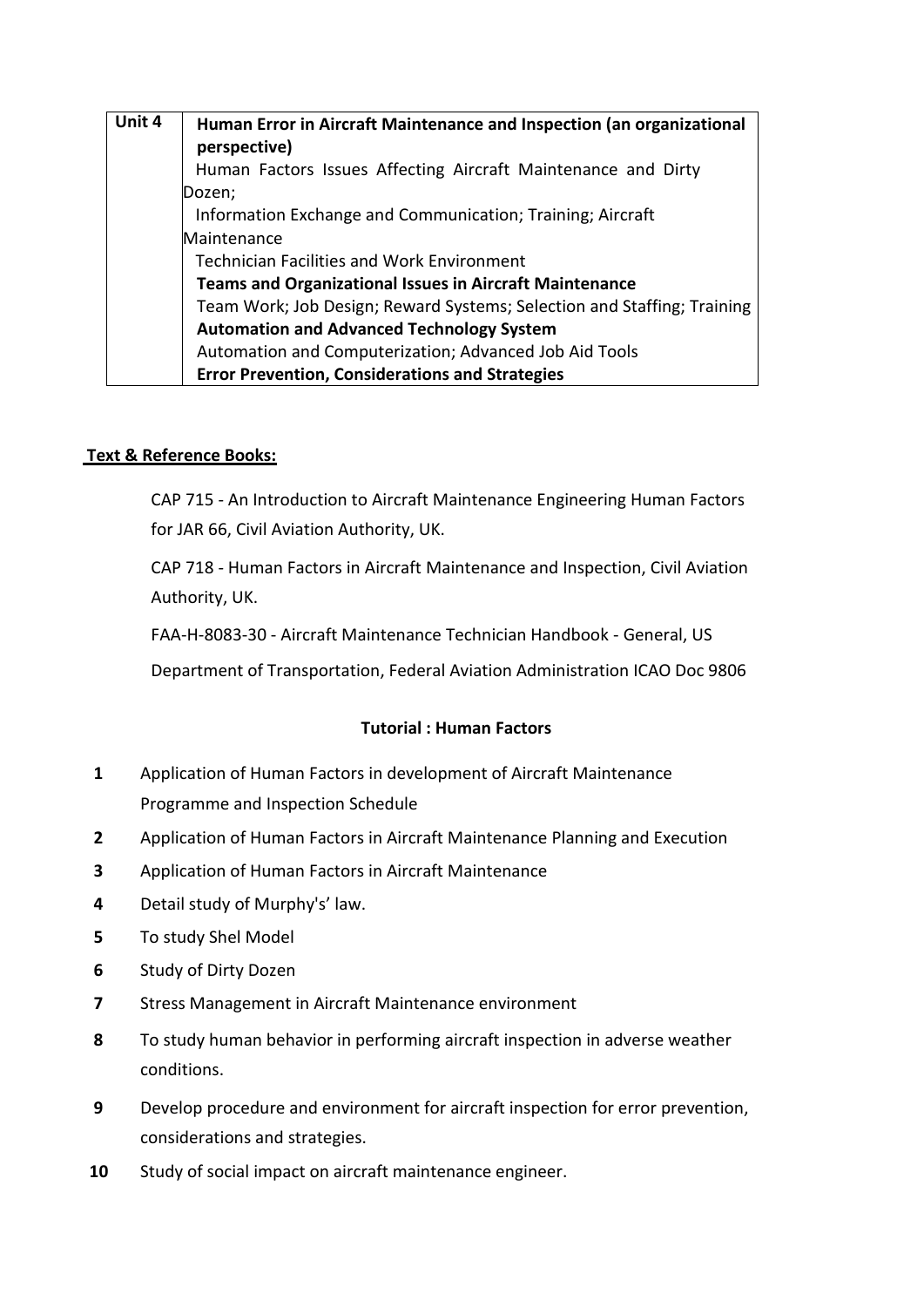| | |
|---|---|
| **Unit 4** | **Human Error in Aircraft Maintenance and Inspection (an organizational perspective)**<br>Human Factors Issues Affecting Aircraft Maintenance and Dirty Dozen;<br>Information Exchange and Communication; Training; Aircraft Maintenance<br>Technician Facilities and Work Environment<br>**Teams and Organizational Issues in Aircraft Maintenance**<br>Team Work; Job Design; Reward Systems; Selection and Staffing; Training<br>**Automation and Advanced Technology System**<br>Automation and Computerization; Advanced Job Aid Tools<br>**Error Prevention, Considerations and Strategies** |

**Text & Reference Books:**

CAP 715 - An Introduction to Aircraft Maintenance Engineering Human Factors for JAR 66, Civil Aviation Authority, UK.

CAP 718 - Human Factors in Aircraft Maintenance and Inspection, Civil Aviation Authority, UK.

FAA-H-8083-30 - Aircraft Maintenance Technician Handbook - General, US Department of Transportation, Federal Aviation Administration ICAO Doc 9806

**Tutorial : Human Factors**

1. Application of Human Factors in development of Aircraft Maintenance Programme and Inspection Schedule
2. Application of Human Factors in Aircraft Maintenance Planning and Execution
3. Application of Human Factors in Aircraft Maintenance
4. Detail study of Murphy's' law.
5. To study Shel Model
6. Study of Dirty Dozen
7. Stress Management in Aircraft Maintenance environment
8. To study human behavior in performing aircraft inspection in adverse weather conditions.
9. Develop procedure and environment for aircraft inspection for error prevention, considerations and strategies.
10. Study of social impact on aircraft maintenance engineer.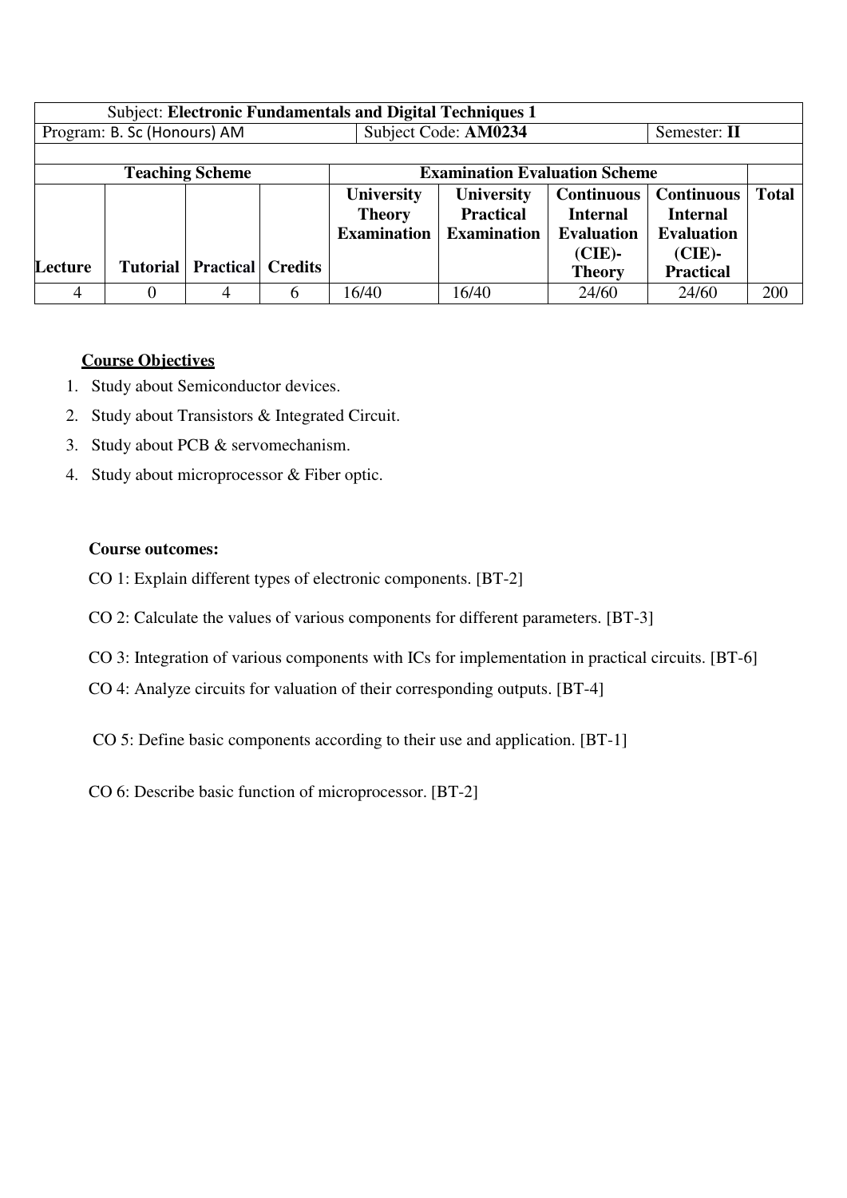| Subject: **Electronic Fundamentals and Digital Techniques 1** | | | | | | | | |
|---|---|---|---|---|---|---|---|---|
| Program: B. Sc (Honours) AM | | | | Subject Code: **AM0234** | | | Semester: **II** | |
| | | | | | | | | |
| **Teaching Scheme** | | | | **Examination Evaluation Scheme** | | | | |
| **Lecture** | **Tutorial** | **Practical** | **Credits** | **University Theory Examination** | **University Practical Examination** | **Continuous Internal Evaluation (CIE)- Theory** | **Continuous Internal Evaluation (CIE)- Practical** | **Total** |
| 4 | 0 | 4 | 6 | 16/40 | 16/40 | 24/60 | 24/60 | 200 |

**Course Objectives**

1. Study about Semiconductor devices.
2. Study about Transistors & Integrated Circuit.
3. Study about PCB & servomechanism.
4. Study about microprocessor & Fiber optic.

**Course outcomes:**

CO 1: Explain different types of electronic components. [BT-2]

CO 2: Calculate the values of various components for different parameters. [BT-3]

CO 3: Integration of various components with ICs for implementation in practical circuits. [BT-6]

CO 4: Analyze circuits for valuation of their corresponding outputs. [BT-4]

CO 5: Define basic components according to their use and application. [BT-1]

CO 6: Describe basic function of microprocessor. [BT-2]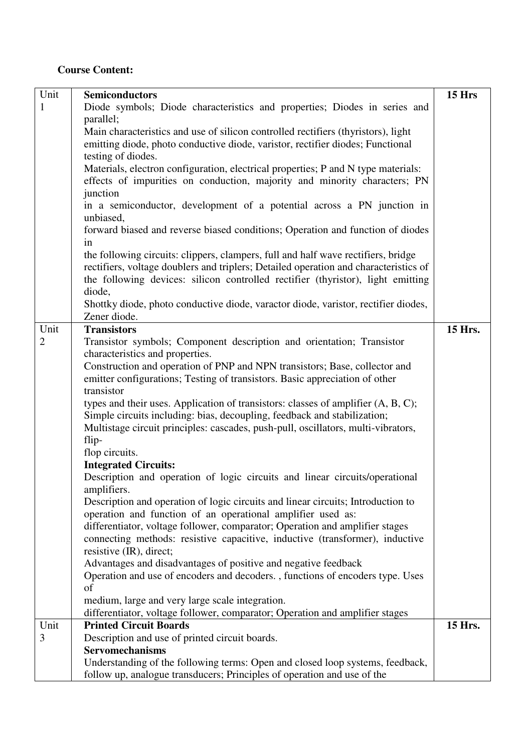**Course Content:**

| | | |
|---|---|---|
| Unit 1 | **Semiconductors**<br>Diode symbols; Diode characteristics and properties; Diodes in series and parallel;<br>Main characteristics and use of silicon controlled rectifiers (thyristors), light emitting diode, photo conductive diode, varistor, rectifier diodes; Functional testing of diodes.<br>Materials, electron configuration, electrical properties; P and N type materials: effects of impurities on conduction, majority and minority characters; PN junction<br>in a semiconductor, development of a potential across a PN junction in unbiased,<br>forward biased and reverse biased conditions; Operation and function of diodes in<br>the following circuits: clippers, clampers, full and half wave rectifiers, bridge rectifiers, voltage doublers and triplers; Detailed operation and characteristics of the following devices: silicon controlled rectifier (thyristor), light emitting diode,<br>Shottky diode, photo conductive diode, varactor diode, varistor, rectifier diodes, Zener diode. | **15 Hrs** |
| Unit 2 | **Transistors**<br>Transistor symbols; Component description and orientation; Transistor characteristics and properties.<br>Construction and operation of PNP and NPN transistors; Base, collector and emitter configurations; Testing of transistors. Basic appreciation of other transistor<br>types and their uses. Application of transistors: classes of amplifier (A, B, C); Simple circuits including: bias, decoupling, feedback and stabilization;<br>Multistage circuit principles: cascades, push-pull, oscillators, multi-vibrators, flip-<br>flop circuits.<br>**Integrated Circuits:**<br>Description and operation of logic circuits and linear circuits/operational amplifiers.<br>Description and operation of logic circuits and linear circuits; Introduction to operation and function of an operational amplifier used as:<br>differentiator, voltage follower, comparator; Operation and amplifier stages connecting methods: resistive capacitive, inductive (transformer), inductive resistive (IR), direct;<br>Advantages and disadvantages of positive and negative feedback<br>Operation and use of encoders and decoders. , functions of encoders type. Uses of<br>medium, large and very large scale integration.<br>differentiator, voltage follower, comparator; Operation and amplifier stages | **15 Hrs.** |
| Unit 3 | **Printed Circuit Boards**<br>Description and use of printed circuit boards.<br>**Servomechanisms**<br>Understanding of the following terms: Open and closed loop systems, feedback, follow up, analogue transducers; Principles of operation and use of the | **15 Hrs.** |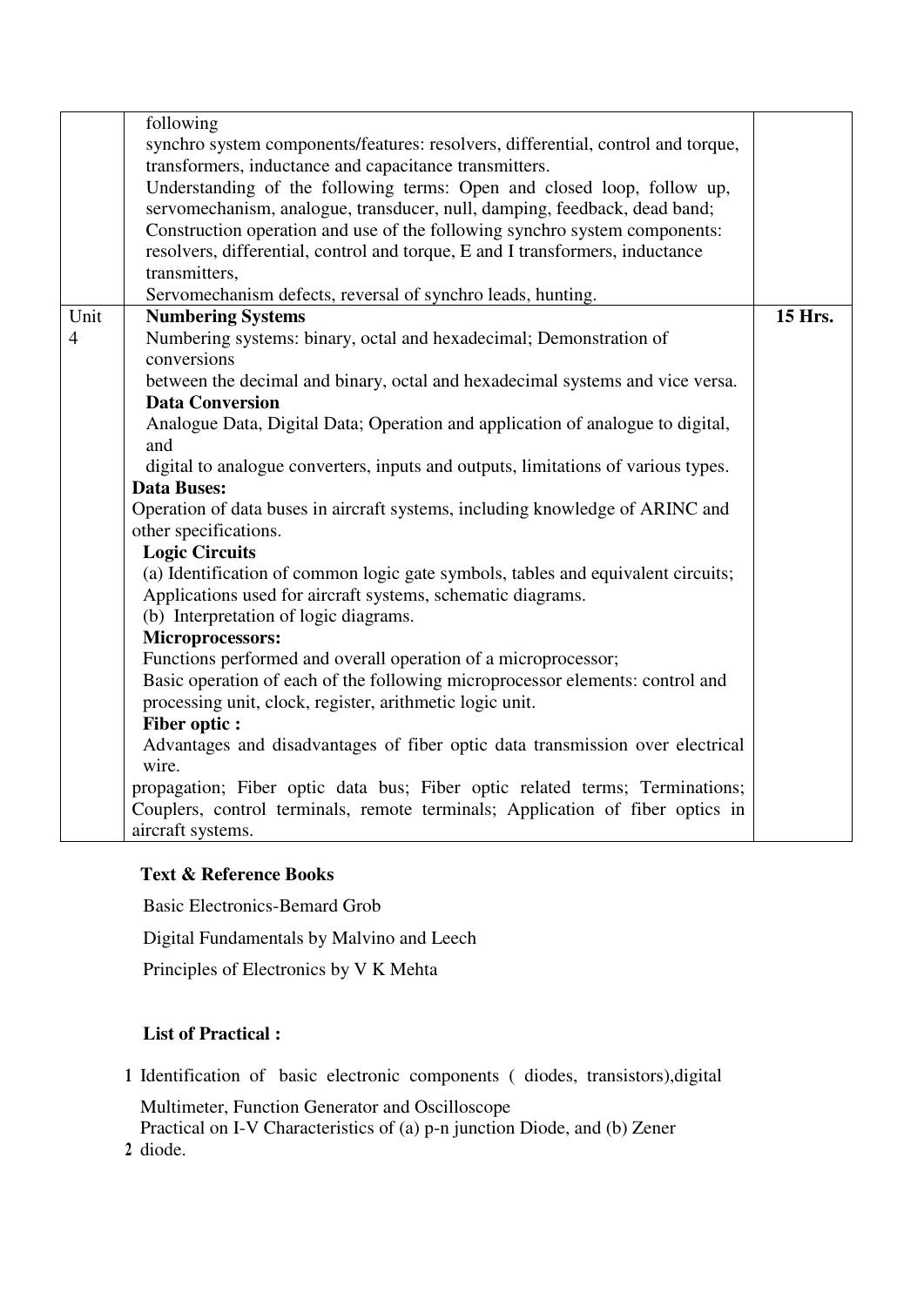| | | |
|---|---|---|
| | following<br>synchro system components/features: resolvers, differential, control and torque, transformers, inductance and capacitance transmitters.<br>Understanding of the following terms: Open and closed loop, follow up, servomechanism, analogue, transducer, null, damping, feedback, dead band;<br>Construction operation and use of the following synchro system components: resolvers, differential, control and torque, E and I transformers, inductance transmitters,<br>Servomechanism defects, reversal of synchro leads, hunting. | |
| Unit 4 | **Numbering Systems**<br>Numbering systems: binary, octal and hexadecimal; Demonstration of conversions<br>between the decimal and binary, octal and hexadecimal systems and vice versa.<br>**Data Conversion**<br>Analogue Data, Digital Data; Operation and application of analogue to digital, and<br>digital to analogue converters, inputs and outputs, limitations of various types.<br>**Data Buses:**<br>Operation of data buses in aircraft systems, including knowledge of ARINC and other specifications.<br>**Logic Circuits**<br>(a) Identification of common logic gate symbols, tables and equivalent circuits; Applications used for aircraft systems, schematic diagrams.<br>(b) Interpretation of logic diagrams.<br>**Microprocessors:**<br>Functions performed and overall operation of a microprocessor;<br>Basic operation of each of the following microprocessor elements: control and processing unit, clock, register, arithmetic logic unit.<br>**Fiber optic :**<br>Advantages and disadvantages of fiber optic data transmission over electrical wire.<br>propagation; Fiber optic data bus; Fiber optic related terms; Terminations; Couplers, control terminals, remote terminals; Application of fiber optics in aircraft systems. | **15 Hrs.** |

**Text & Reference Books**

Basic Electronics-Bemard Grob

Digital Fundamentals by Malvino and Leech

Principles of Electronics by V K Mehta

**List of Practical :**

1 Identification of basic electronic components ( diodes, transistors),digital Multimeter, Function Generator and Oscilloscope

2 Practical on I-V Characteristics of (a) p-n junction Diode, and (b) Zener diode.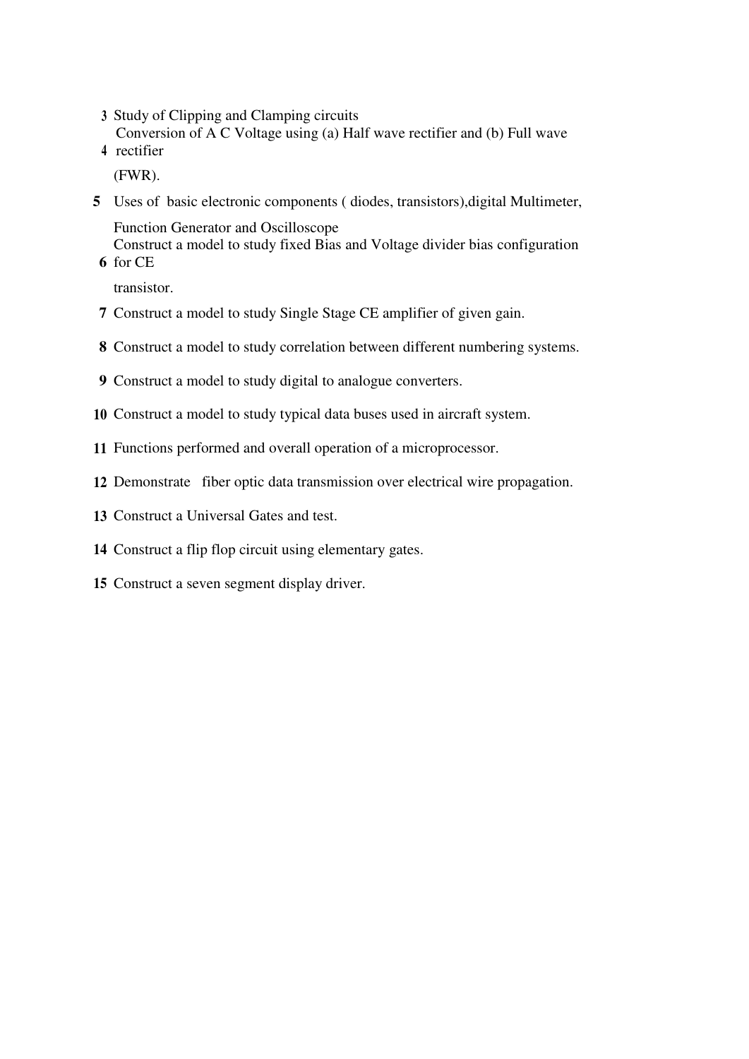3 Study of Clipping and Clamping circuits

4 Conversion of A C Voltage using (a) Half wave rectifier and (b) Full wave rectifier (FWR).

5 Uses of basic electronic components ( diodes, transistors),digital Multimeter, Function Generator and Oscilloscope

6 Construct a model to study fixed Bias and Voltage divider bias configuration for CE transistor.

7 Construct a model to study Single Stage CE amplifier of given gain.

8 Construct a model to study correlation between different numbering systems.

9 Construct a model to study digital to analogue converters.

10 Construct a model to study typical data buses used in aircraft system.

11 Functions performed and overall operation of a microprocessor.

12 Demonstrate fiber optic data transmission over electrical wire propagation.

13 Construct a Universal Gates and test.

14 Construct a flip flop circuit using elementary gates.

15 Construct a seven segment display driver.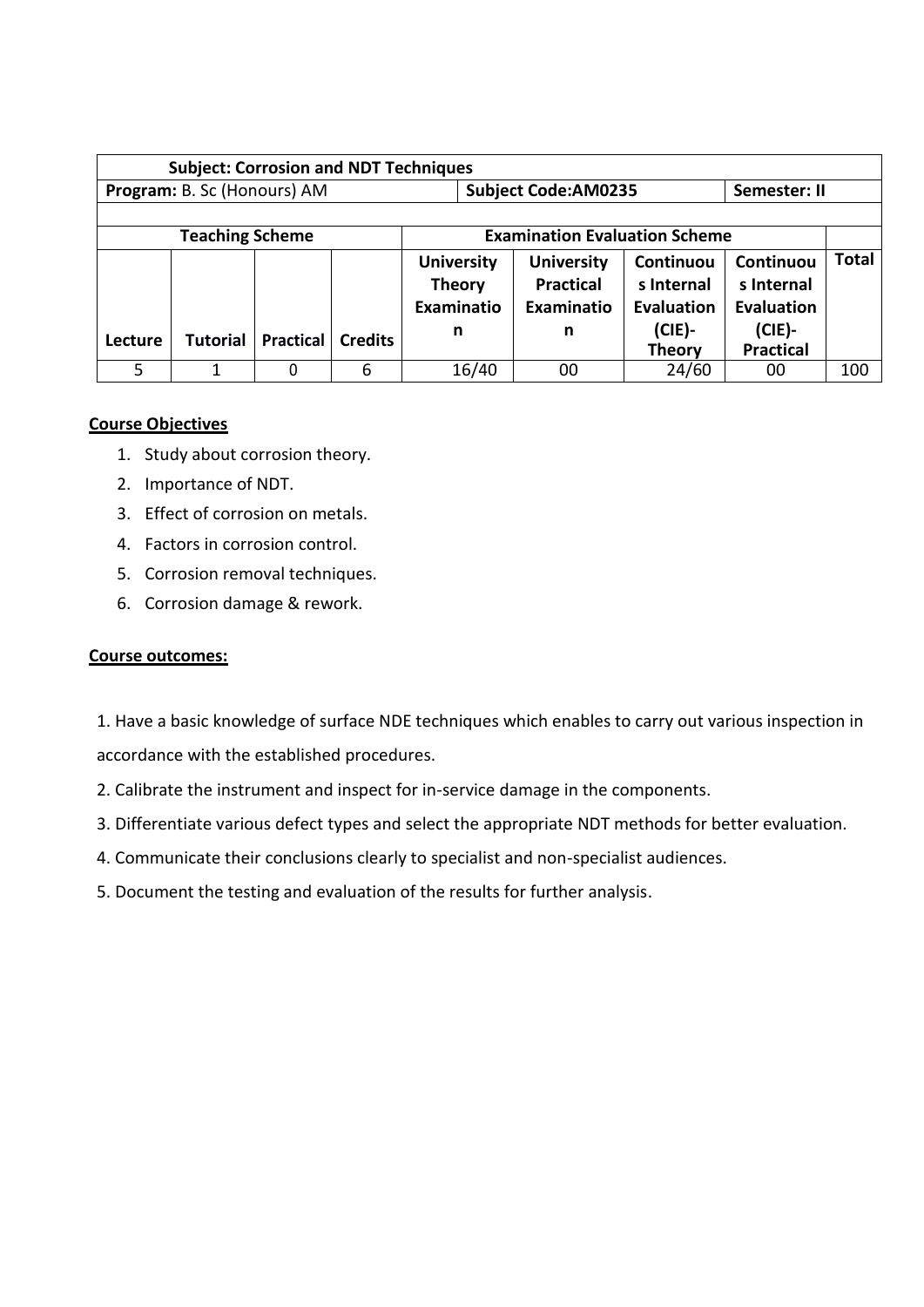| Subject: Corrosion and NDT Techniques | | | | | | | | |
|---|---|---|---|---|---|---|---|---|
| **Program:** B. Sc (Honours) AM | | | | | **Subject Code:AM0235** | | **Semester: II** | |
| | | | | | | | | |
| **Teaching Scheme** | | | | **Examination Evaluation Scheme** | | | | |
| **Lecture** | **Tutorial** | **Practical** | **Credits** | **University Theory Examination** | **University Practical Examination** | **Continuous Internal Evaluation (CIE)-Theory** | **Continuous Internal Evaluation (CIE)-Practical** | **Total** |
| 5 | 1 | 0 | 6 | 16/40 | 00 | 24/60 | 00 | 100 |

**Course Objectives**

1. Study about corrosion theory.
2. Importance of NDT.
3. Effect of corrosion on metals.
4. Factors in corrosion control.
5. Corrosion removal techniques.
6. Corrosion damage & rework.

**Course outcomes:**

1. Have a basic knowledge of surface NDE techniques which enables to carry out various inspection in accordance with the established procedures.
2. Calibrate the instrument and inspect for in-service damage in the components.
3. Differentiate various defect types and select the appropriate NDT methods for better evaluation.
4. Communicate their conclusions clearly to specialist and non-specialist audiences.
5. Document the testing and evaluation of the results for further analysis.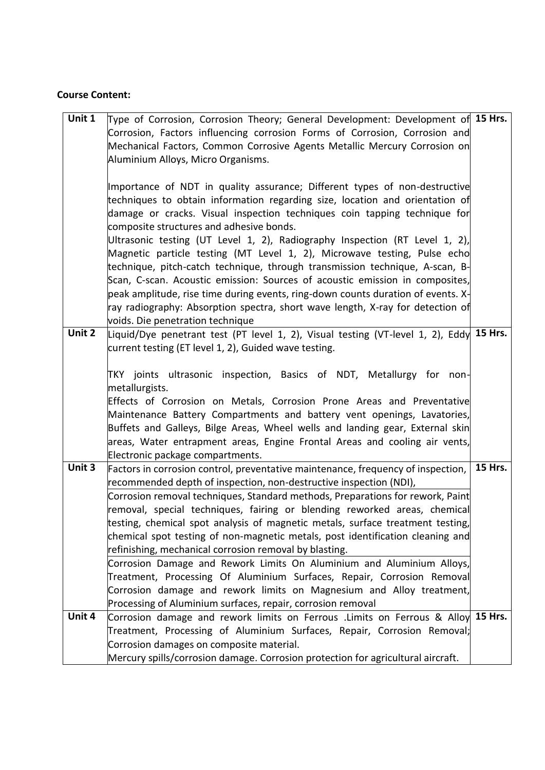**Course Content:**

| | | |
|---|---|---|
| **Unit 1** | Type of Corrosion, Corrosion Theory; General Development: Development of Corrosion, Factors influencing corrosion Forms of Corrosion, Corrosion and Mechanical Factors, Common Corrosive Agents Metallic Mercury Corrosion on Aluminium Alloys, Micro Organisms.<br><br>Importance of NDT in quality assurance; Different types of non-destructive techniques to obtain information regarding size, location and orientation of damage or cracks. Visual inspection techniques coin tapping technique for composite structures and adhesive bonds.<br>Ultrasonic testing (UT Level 1, 2), Radiography Inspection (RT Level 1, 2), Magnetic particle testing (MT Level 1, 2), Microwave testing, Pulse echo technique, pitch-catch technique, through transmission technique, A-scan, B-Scan, C-scan. Acoustic emission: Sources of acoustic emission in composites, peak amplitude, rise time during events, ring-down counts duration of events. X-ray radiography: Absorption spectra, short wave length, X-ray for detection of voids. Die penetration technique | **15 Hrs.** |
| **Unit 2** | Liquid/Dye penetrant test (PT level 1, 2), Visual testing (VT-level 1, 2), Eddy current testing (ET level 1, 2), Guided wave testing.<br><br>TKY joints ultrasonic inspection, Basics of NDT, Metallurgy for non-metallurgists.<br>Effects of Corrosion on Metals, Corrosion Prone Areas and Preventative Maintenance Battery Compartments and battery vent openings, Lavatories, Buffets and Galleys, Bilge Areas, Wheel wells and landing gear, External skin areas, Water entrapment areas, Engine Frontal Areas and cooling air vents, Electronic package compartments. | **15 Hrs.** |
| **Unit 3** | Factors in corrosion control, preventative maintenance, frequency of inspection, recommended depth of inspection, non-destructive inspection (NDI),<br>Corrosion removal techniques, Standard methods, Preparations for rework, Paint removal, special techniques, fairing or blending reworked areas, chemical testing, chemical spot analysis of magnetic metals, surface treatment testing, chemical spot testing of non-magnetic metals, post identification cleaning and refinishing, mechanical corrosion removal by blasting.<br>Corrosion Damage and Rework Limits On Aluminium and Aluminium Alloys, Treatment, Processing Of Aluminium Surfaces, Repair, Corrosion Removal Corrosion damage and rework limits on Magnesium and Alloy treatment, Processing of Aluminium surfaces, repair, corrosion removal | **15 Hrs.** |
| **Unit 4** | Corrosion damage and rework limits on Ferrous .Limits on Ferrous & Alloy Treatment, Processing of Aluminium Surfaces, Repair, Corrosion Removal; Corrosion damages on composite material.<br>Mercury spills/corrosion damage. Corrosion protection for agricultural aircraft. | **15 Hrs.** |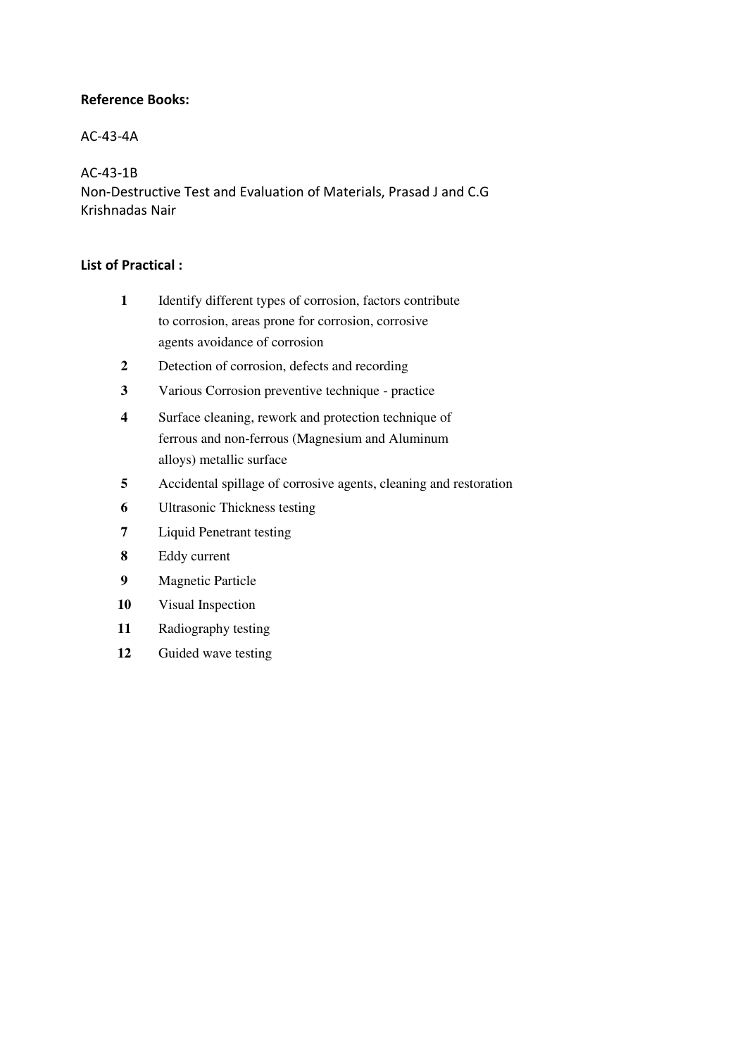**Reference Books:**

AC-43-4A

AC-43-1B
Non-Destructive Test and Evaluation of Materials, Prasad J and C.G Krishnadas Nair

**List of Practical :**

1. Identify different types of corrosion, factors contribute to corrosion, areas prone for corrosion, corrosive agents avoidance of corrosion
2. Detection of corrosion, defects and recording
3. Various Corrosion preventive technique - practice
4. Surface cleaning, rework and protection technique of ferrous and non-ferrous (Magnesium and Aluminum alloys) metallic surface
5. Accidental spillage of corrosive agents, cleaning and restoration
6. Ultrasonic Thickness testing
7. Liquid Penetrant testing
8. Eddy current
9. Magnetic Particle
10. Visual Inspection
11. Radiography testing
12. Guided wave testing